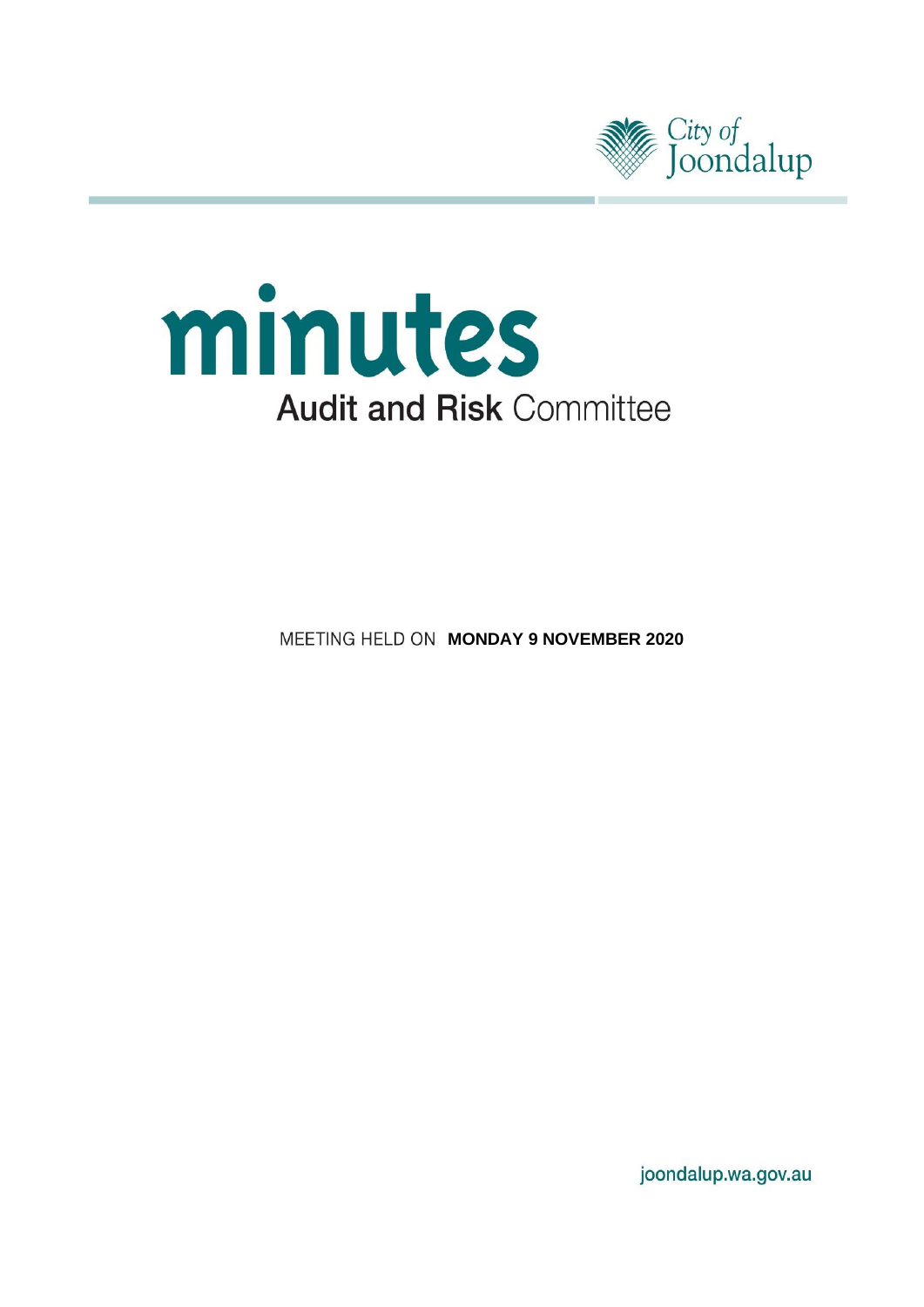City of Joondalup

# minutes

## Audit and Risk Committee

MEETING HELD ON **MONDAY 9 NOVEMBER 2020**

joondalup.wa.gov.au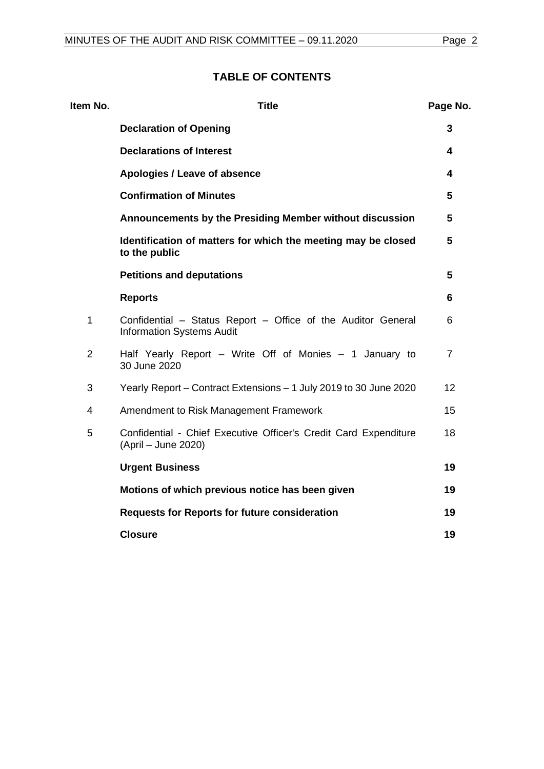## TABLE OF CONTENTS

| Item No. | Title | Page No. |
|---|---|---|
| | **Declaration of Opening** | **3** |
| | **Declarations of Interest** | **4** |
| | **Apologies / Leave of absence** | **4** |
| | **Confirmation of Minutes** | **5** |
| | **Announcements by the Presiding Member without discussion** | **5** |
| | **Identification of matters for which the meeting may be closed to the public** | **5** |
| | **Petitions and deputations** | **5** |
| | **Reports** | **6** |
| 1 | Confidential – Status Report – Office of the Auditor General Information Systems Audit | 6 |
| 2 | Half Yearly Report – Write Off of Monies – 1 January to 30 June 2020 | 7 |
| 3 | Yearly Report – Contract Extensions – 1 July 2019 to 30 June 2020 | 12 |
| 4 | Amendment to Risk Management Framework | 15 |
| 5 | Confidential - Chief Executive Officer's Credit Card Expenditure (April – June 2020) | 18 |
| | **Urgent Business** | **19** |
| | **Motions of which previous notice has been given** | **19** |
| | **Requests for Reports for future consideration** | **19** |
| | **Closure** | **19** |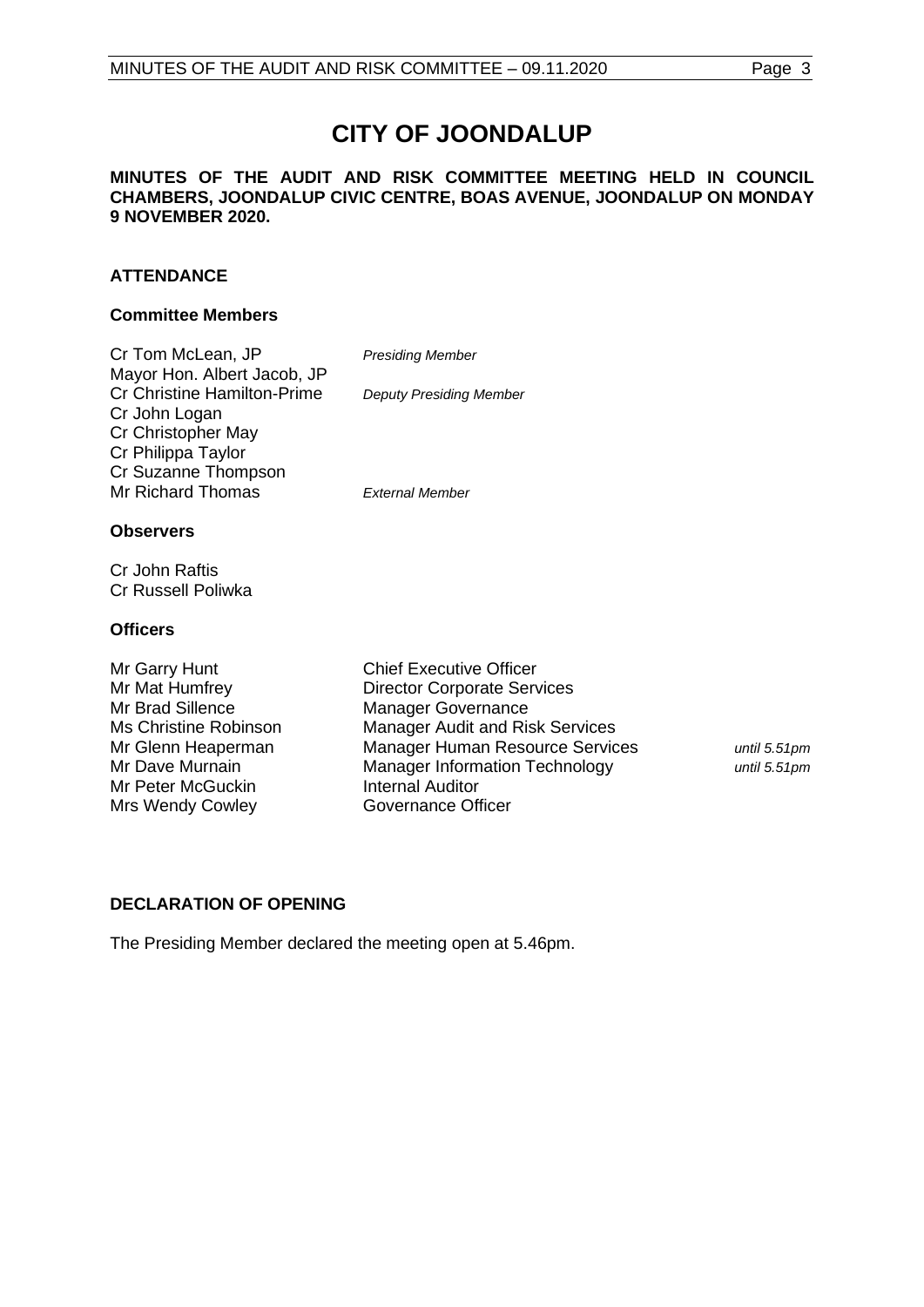# CITY OF JOONDALUP

**MINUTES OF THE AUDIT AND RISK COMMITTEE MEETING HELD IN COUNCIL CHAMBERS, JOONDALUP CIVIC CENTRE, BOAS AVENUE, JOONDALUP ON MONDAY 9 NOVEMBER 2020.**

## ATTENDANCE

### Committee Members

| | |
|---|---|
| Cr Tom McLean, JP | *Presiding Member* |
| Mayor Hon. Albert Jacob, JP | |
| Cr Christine Hamilton-Prime | *Deputy Presiding Member* |
| Cr John Logan | |
| Cr Christopher May | |
| Cr Philippa Taylor | |
| Cr Suzanne Thompson | |
| Mr Richard Thomas | *External Member* |

### Observers

Cr John Raftis
Cr Russell Poliwka

### Officers

| | | |
|---|---|---|
| Mr Garry Hunt | Chief Executive Officer | |
| Mr Mat Humfrey | Director Corporate Services | |
| Mr Brad Sillence | Manager Governance | |
| Ms Christine Robinson | Manager Audit and Risk Services | |
| Mr Glenn Heaperman | Manager Human Resource Services | *until 5.51pm* |
| Mr Dave Murnain | Manager Information Technology | *until 5.51pm* |
| Mr Peter McGuckin | Internal Auditor | |
| Mrs Wendy Cowley | Governance Officer | |

## DECLARATION OF OPENING

The Presiding Member declared the meeting open at 5.46pm.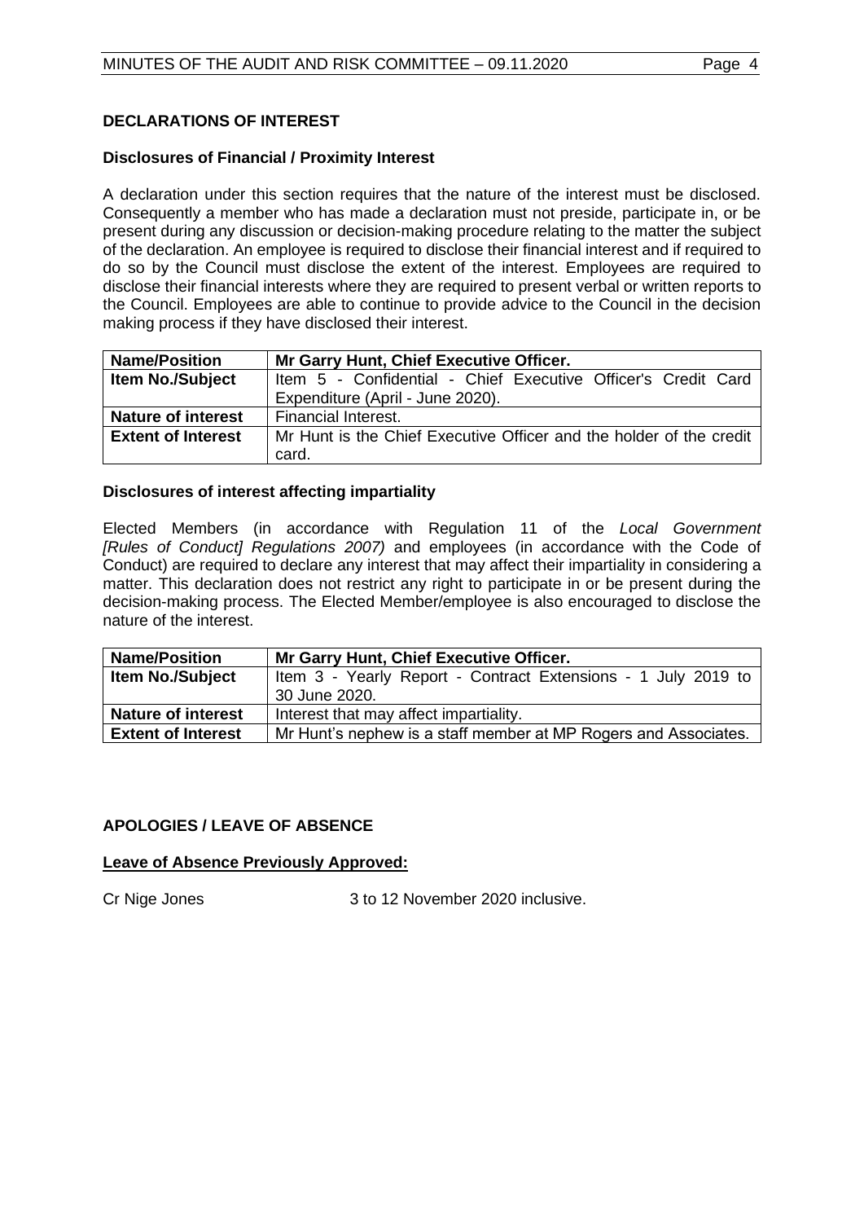## DECLARATIONS OF INTEREST

### Disclosures of Financial / Proximity Interest

A declaration under this section requires that the nature of the interest must be disclosed. Consequently a member who has made a declaration must not preside, participate in, or be present during any discussion or decision-making procedure relating to the matter the subject of the declaration. An employee is required to disclose their financial interest and if required to do so by the Council must disclose the extent of the interest. Employees are required to disclose their financial interests where they are required to present verbal or written reports to the Council. Employees are able to continue to provide advice to the Council in the decision making process if they have disclosed their interest.

| **Name/Position** | **Mr Garry Hunt, Chief Executive Officer.** |
|---|---|
| **Item No./Subject** | Item 5 - Confidential - Chief Executive Officer's Credit Card Expenditure (April - June 2020). |
| **Nature of interest** | Financial Interest. |
| **Extent of Interest** | Mr Hunt is the Chief Executive Officer and the holder of the credit card. |

### Disclosures of interest affecting impartiality

Elected Members (in accordance with Regulation 11 of the *Local Government [Rules of Conduct] Regulations 2007)* and employees (in accordance with the Code of Conduct) are required to declare any interest that may affect their impartiality in considering a matter. This declaration does not restrict any right to participate in or be present during the decision-making process. The Elected Member/employee is also encouraged to disclose the nature of the interest.

| **Name/Position** | **Mr Garry Hunt, Chief Executive Officer.** |
|---|---|
| **Item No./Subject** | Item 3 - Yearly Report - Contract Extensions - 1 July 2019 to 30 June 2020. |
| **Nature of interest** | Interest that may affect impartiality. |
| **Extent of Interest** | Mr Hunt's nephew is a staff member at MP Rogers and Associates. |

## APOLOGIES / LEAVE OF ABSENCE

**Leave of Absence Previously Approved:**

Cr Nige Jones 3 to 12 November 2020 inclusive.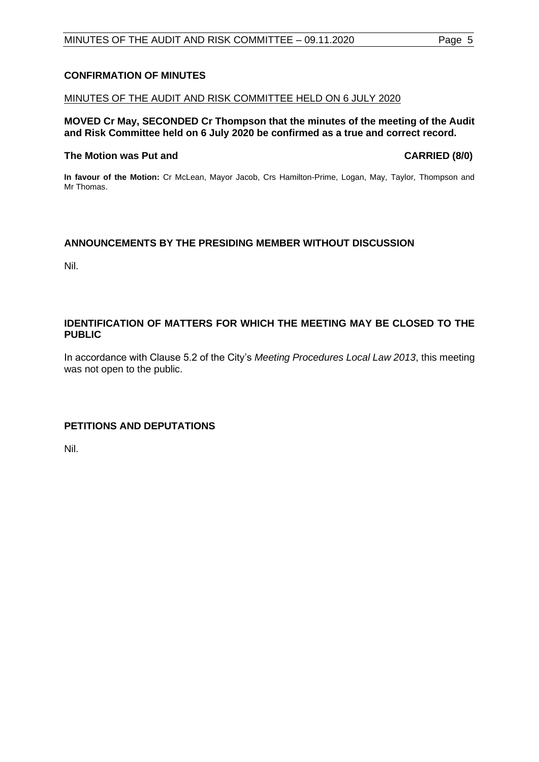## CONFIRMATION OF MINUTES

MINUTES OF THE AUDIT AND RISK COMMITTEE HELD ON 6 JULY 2020

**MOVED Cr May, SECONDED Cr Thompson that the minutes of the meeting of the Audit and Risk Committee held on 6 July 2020 be confirmed as a true and correct record.**

**The Motion was Put and CARRIED (8/0)**

**In favour of the Motion:** Cr McLean, Mayor Jacob, Crs Hamilton-Prime, Logan, May, Taylor, Thompson and Mr Thomas.

## ANNOUNCEMENTS BY THE PRESIDING MEMBER WITHOUT DISCUSSION

Nil.

## IDENTIFICATION OF MATTERS FOR WHICH THE MEETING MAY BE CLOSED TO THE PUBLIC

In accordance with Clause 5.2 of the City's *Meeting Procedures Local Law 2013*, this meeting was not open to the public.

## PETITIONS AND DEPUTATIONS

Nil.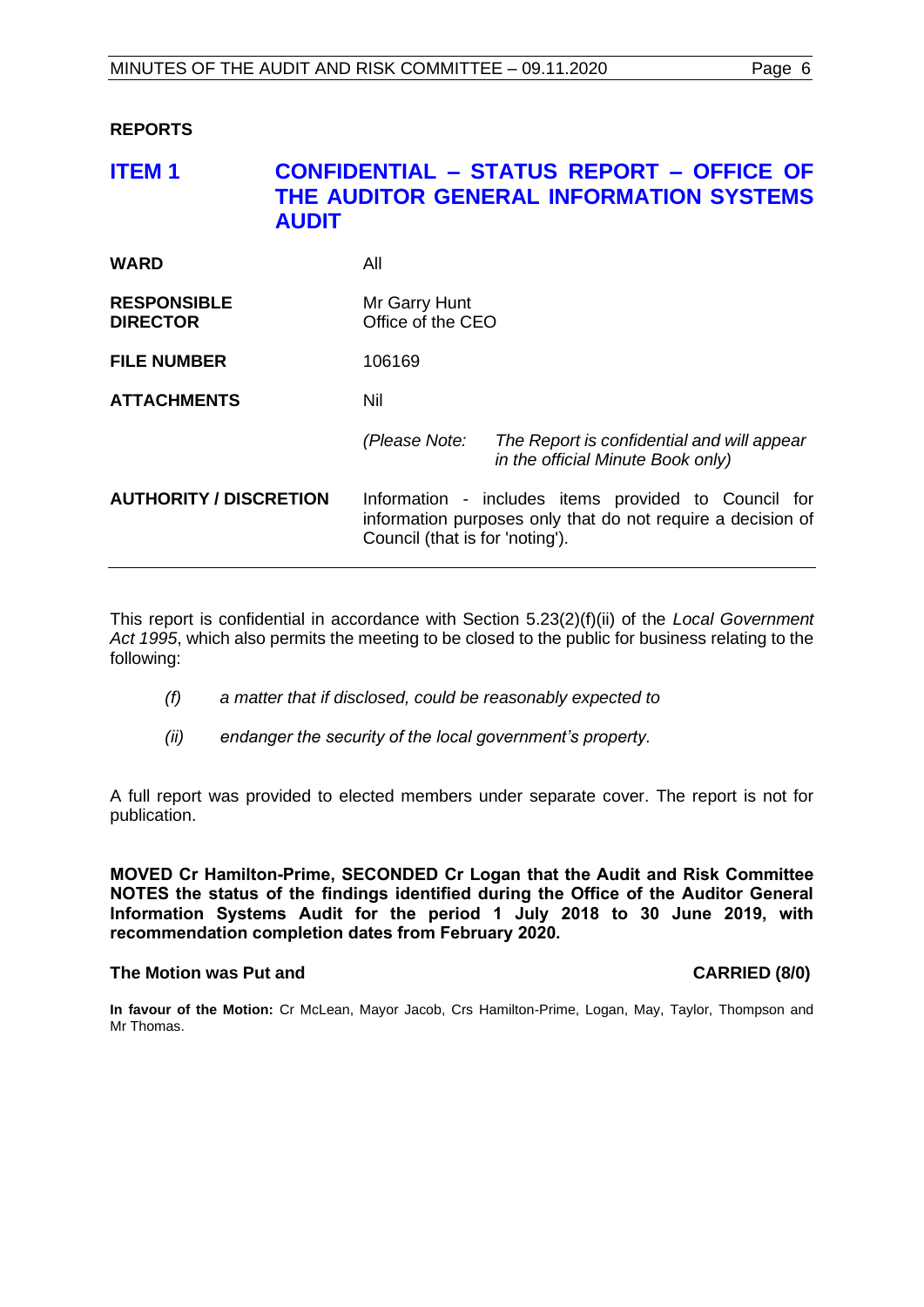**REPORTS**

## ITEM 1 CONFIDENTIAL – STATUS REPORT – OFFICE OF THE AUDITOR GENERAL INFORMATION SYSTEMS AUDIT

| | |
|---|---|
| **WARD** | All |
| **RESPONSIBLE DIRECTOR** | Mr Garry Hunt<br>Office of the CEO |
| **FILE NUMBER** | 106169 |
| **ATTACHMENTS** | Nil |
| | *(Please Note: The Report is confidential and will appear in the official Minute Book only)* |
| **AUTHORITY / DISCRETION** | Information - includes items provided to Council for information purposes only that do not require a decision of Council (that is for 'noting'). |

This report is confidential in accordance with Section 5.23(2)(f)(ii) of the *Local Government Act 1995*, which also permits the meeting to be closed to the public for business relating to the following:

*(f) a matter that if disclosed, could be reasonably expected to*

*(ii) endanger the security of the local government's property.*

A full report was provided to elected members under separate cover. The report is not for publication.

**MOVED Cr Hamilton-Prime, SECONDED Cr Logan that the Audit and Risk Committee NOTES the status of the findings identified during the Office of the Auditor General Information Systems Audit for the period 1 July 2018 to 30 June 2019, with recommendation completion dates from February 2020.**

**The Motion was Put and CARRIED (8/0)**

**In favour of the Motion:** Cr McLean, Mayor Jacob, Crs Hamilton-Prime, Logan, May, Taylor, Thompson and Mr Thomas.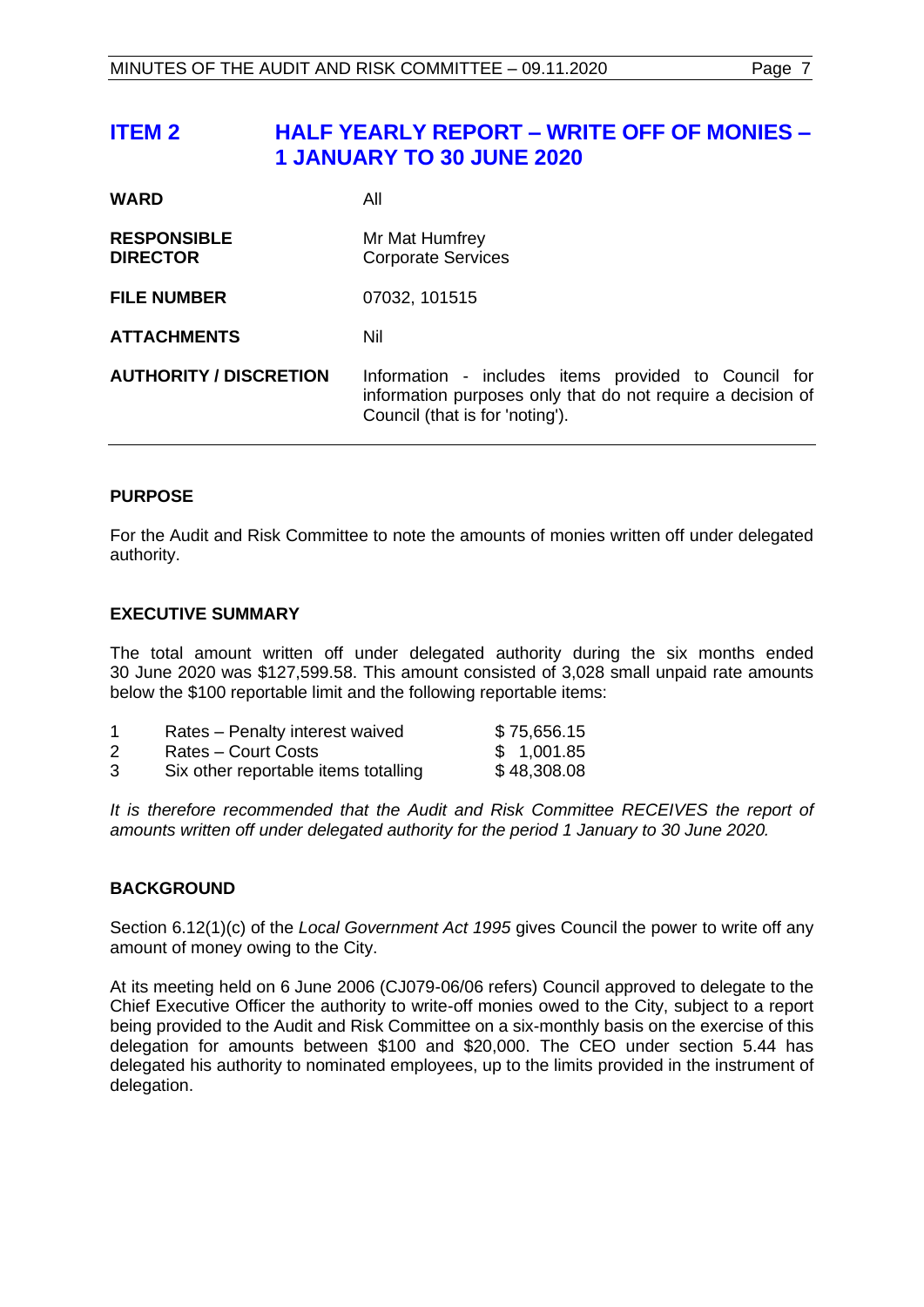## ITEM 2 HALF YEARLY REPORT – WRITE OFF OF MONIES – 1 JANUARY TO 30 JUNE 2020

| | |
|---|---|
| **WARD** | All |
| **RESPONSIBLE DIRECTOR** | Mr Mat Humfrey<br>Corporate Services |
| **FILE NUMBER** | 07032, 101515 |
| **ATTACHMENTS** | Nil |
| **AUTHORITY / DISCRETION** | Information - includes items provided to Council for information purposes only that do not require a decision of Council (that is for 'noting'). |

### PURPOSE

For the Audit and Risk Committee to note the amounts of monies written off under delegated authority.

### EXECUTIVE SUMMARY

The total amount written off under delegated authority during the six months ended 30 June 2020 was $127,599.58. This amount consisted of 3,028 small unpaid rate amounts below the $100 reportable limit and the following reportable items:

| | | |
|---|---|---|
| 1 | Rates – Penalty interest waived | $ 75,656.15 |
| 2 | Rates – Court Costs | $ 1,001.85 |
| 3 | Six other reportable items totalling | $ 48,308.08 |

*It is therefore recommended that the Audit and Risk Committee RECEIVES the report of amounts written off under delegated authority for the period 1 January to 30 June 2020.*

### BACKGROUND

Section 6.12(1)(c) of the *Local Government Act 1995* gives Council the power to write off any amount of money owing to the City.

At its meeting held on 6 June 2006 (CJ079-06/06 refers) Council approved to delegate to the Chief Executive Officer the authority to write-off monies owed to the City, subject to a report being provided to the Audit and Risk Committee on a six-monthly basis on the exercise of this delegation for amounts between $100 and $20,000. The CEO under section 5.44 has delegated his authority to nominated employees, up to the limits provided in the instrument of delegation.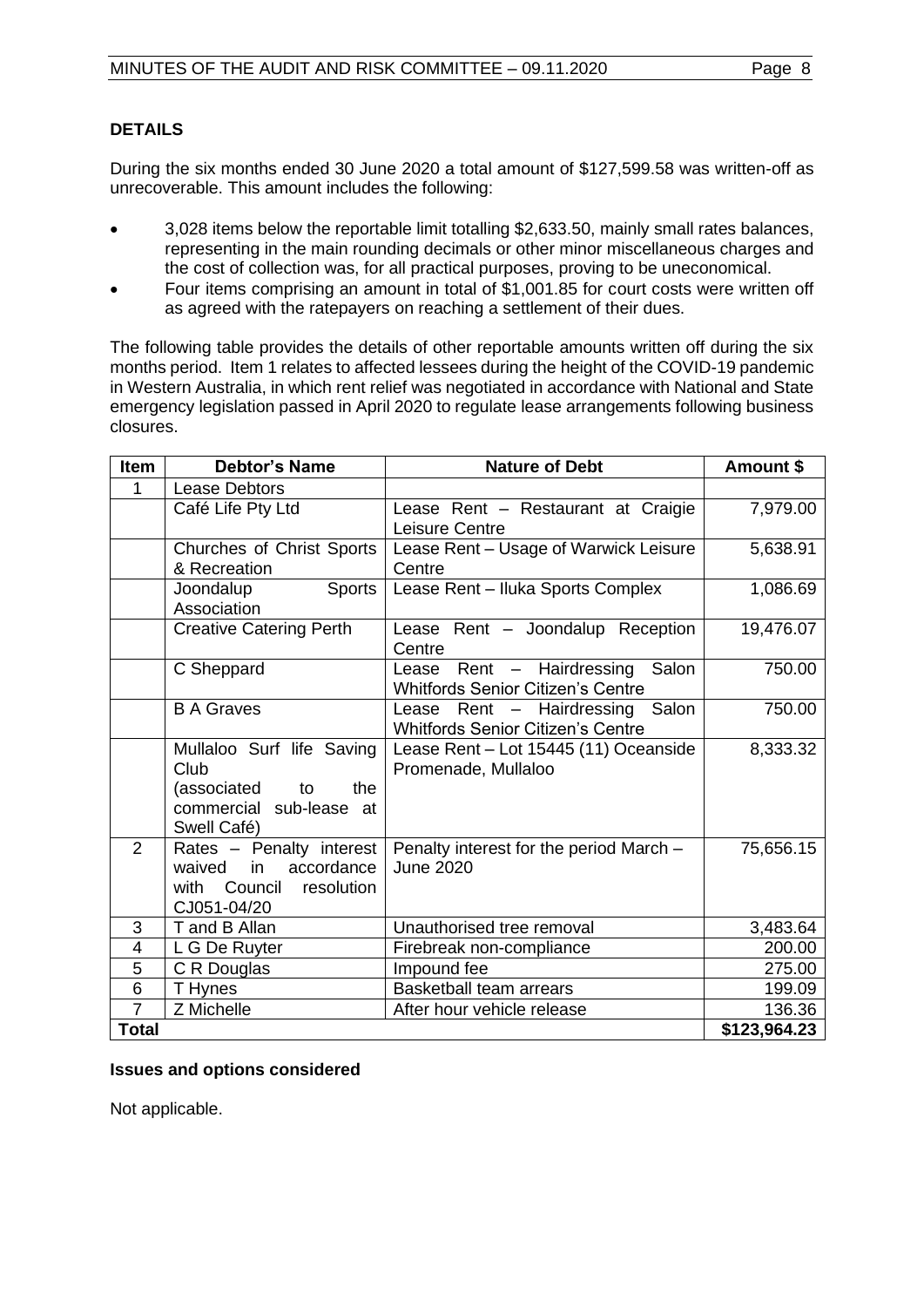## DETAILS

During the six months ended 30 June 2020 a total amount of $127,599.58 was written-off as unrecoverable. This amount includes the following:

- 3,028 items below the reportable limit totalling $2,633.50, mainly small rates balances, representing in the main rounding decimals or other minor miscellaneous charges and the cost of collection was, for all practical purposes, proving to be uneconomical.
- Four items comprising an amount in total of $1,001.85 for court costs were written off as agreed with the ratepayers on reaching a settlement of their dues.

The following table provides the details of other reportable amounts written off during the six months period. Item 1 relates to affected lessees during the height of the COVID-19 pandemic in Western Australia, in which rent relief was negotiated in accordance with National and State emergency legislation passed in April 2020 to regulate lease arrangements following business closures.

| Item | Debtor's Name | Nature of Debt | Amount $ |
|---|---|---|---|
| 1 | Lease Debtors | | |
| | Café Life Pty Ltd | Lease Rent – Restaurant at Craigie Leisure Centre | 7,979.00 |
| | Churches of Christ Sports & Recreation | Lease Rent – Usage of Warwick Leisure Centre | 5,638.91 |
| | Joondalup Sports Association | Lease Rent – Iluka Sports Complex | 1,086.69 |
| | Creative Catering Perth | Lease Rent – Joondalup Reception Centre | 19,476.07 |
| | C Sheppard | Lease Rent – Hairdressing Salon Whitfords Senior Citizen's Centre | 750.00 |
| | B A Graves | Lease Rent – Hairdressing Salon Whitfords Senior Citizen's Centre | 750.00 |
| | Mullaloo Surf life Saving Club (associated to the commercial sub-lease at Swell Café) | Lease Rent – Lot 15445 (11) Oceanside Promenade, Mullaloo | 8,333.32 |
| 2 | Rates – Penalty interest waived in accordance with Council resolution CJ051-04/20 | Penalty interest for the period March – June 2020 | 75,656.15 |
| 3 | T and B Allan | Unauthorised tree removal | 3,483.64 |
| 4 | L G De Ruyter | Firebreak non-compliance | 200.00 |
| 5 | C R Douglas | Impound fee | 275.00 |
| 6 | T Hynes | Basketball team arrears | 199.09 |
| 7 | Z Michelle | After hour vehicle release | 136.36 |
| **Total** | | | **$123,964.23** |

### Issues and options considered

Not applicable.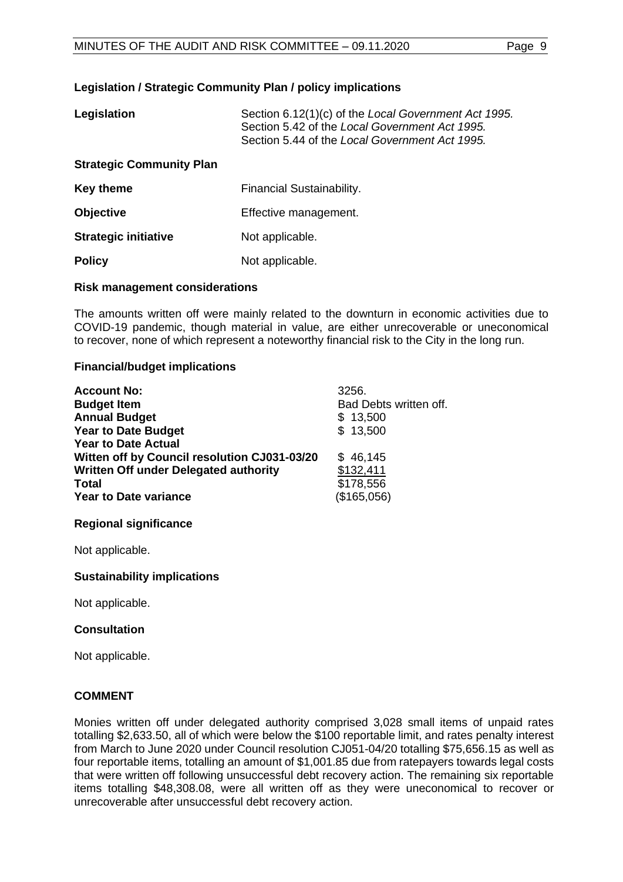### Legislation / Strategic Community Plan / policy implications

| | |
|---|---|
| **Legislation** | Section 6.12(1)(c) of the *Local Government Act 1995.*<br>Section 5.42 of the *Local Government Act 1995.*<br>Section 5.44 of the *Local Government Act 1995.* |
| **Strategic Community Plan** | |
| **Key theme** | Financial Sustainability. |
| **Objective** | Effective management. |
| **Strategic initiative** | Not applicable. |
| **Policy** | Not applicable. |

### Risk management considerations

The amounts written off were mainly related to the downturn in economic activities due to COVID-19 pandemic, though material in value, are either unrecoverable or uneconomical to recover, none of which represent a noteworthy financial risk to the City in the long run.

### Financial/budget implications

| | |
|---|---|
| **Account No:** | 3256. |
| **Budget Item** | Bad Debts written off. |
| **Annual Budget** | $ 13,500 |
| **Year to Date Budget** | $ 13,500 |
| **Year to Date Actual** | |
| **Witten off by Council resolution CJ031-03/20** | $ 46,145 |
| **Written Off under Delegated authority** | $132,411 |
| **Total** | $178,556 |
| **Year to Date variance** | ($165,056) |

### Regional significance

Not applicable.

### Sustainability implications

Not applicable.

### Consultation

Not applicable.

## COMMENT

Monies written off under delegated authority comprised 3,028 small items of unpaid rates totalling $2,633.50, all of which were below the $100 reportable limit, and rates penalty interest from March to June 2020 under Council resolution CJ051-04/20 totalling $75,656.15 as well as four reportable items, totalling an amount of $1,001.85 due from ratepayers towards legal costs that were written off following unsuccessful debt recovery action. The remaining six reportable items totalling $48,308.08, were all written off as they were uneconomical to recover or unrecoverable after unsuccessful debt recovery action.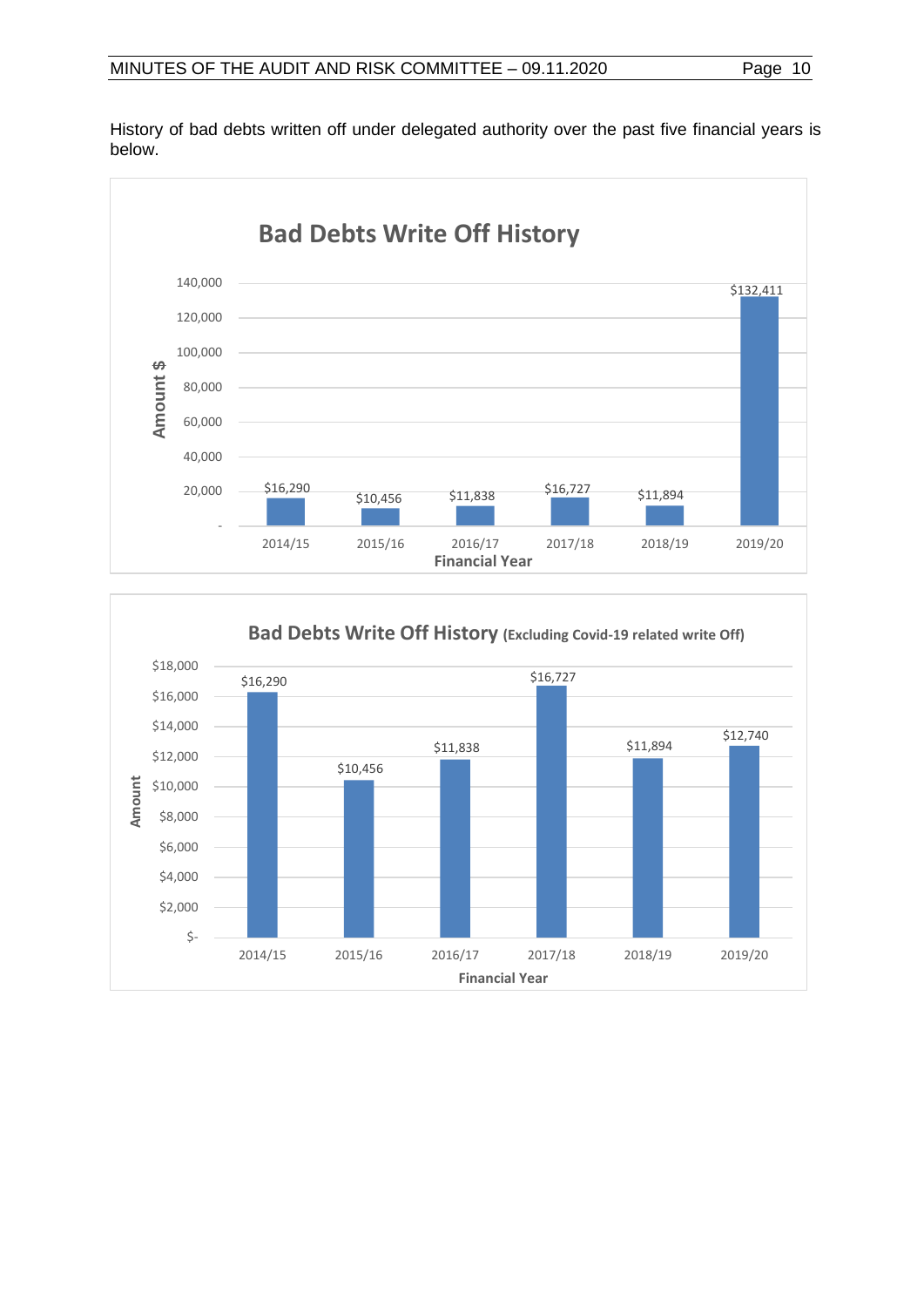History of bad debts written off under delegated authority over the past five financial years is below.

**Bad Debts Write Off History**

| Financial Year | Amount $ |
|---|---|
| 2014/15 | $16,290 |
| 2015/16 | $10,456 |
| 2016/17 | $11,838 |
| 2017/18 | $16,727 |
| 2018/19 | $11,894 |
| 2019/20 | $132,411 |

**Bad Debts Write Off History (Excluding Covid-19 related write Off)**

| Financial Year | Amount |
|---|---|
| 2014/15 | $16,290 |
| 2015/16 | $10,456 |
| 2016/17 | $11,838 |
| 2017/18 | $16,727 |
| 2018/19 | $11,894 |
| 2019/20 | $12,740 |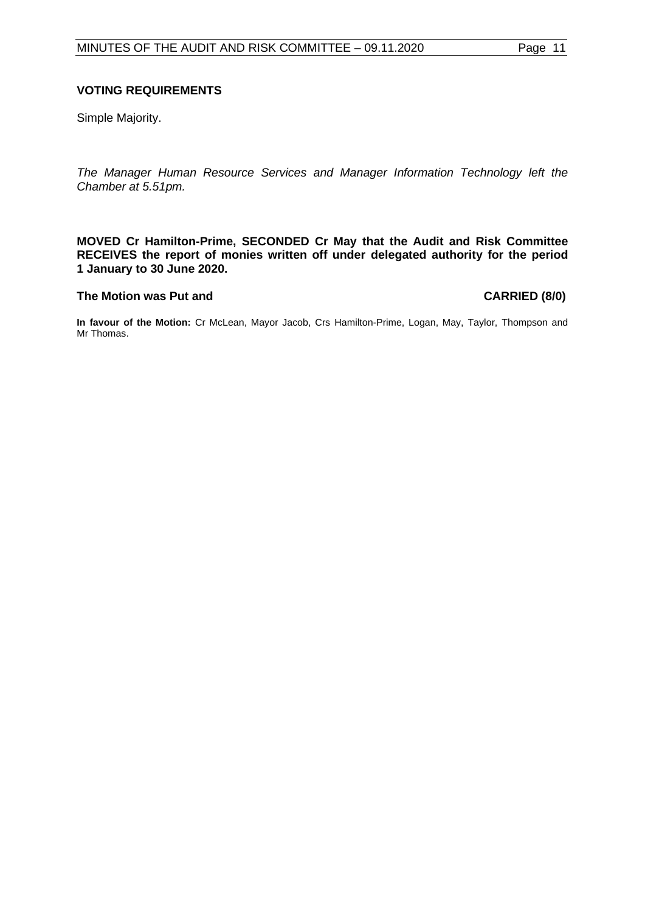**VOTING REQUIREMENTS**

Simple Majority.

*The Manager Human Resource Services and Manager Information Technology left the Chamber at 5.51pm.*

**MOVED Cr Hamilton-Prime, SECONDED Cr May that the Audit and Risk Committee RECEIVES the report of monies written off under delegated authority for the period 1 January to 30 June 2020.**

**The Motion was Put and CARRIED (8/0)**

**In favour of the Motion:** Cr McLean, Mayor Jacob, Crs Hamilton-Prime, Logan, May, Taylor, Thompson and Mr Thomas.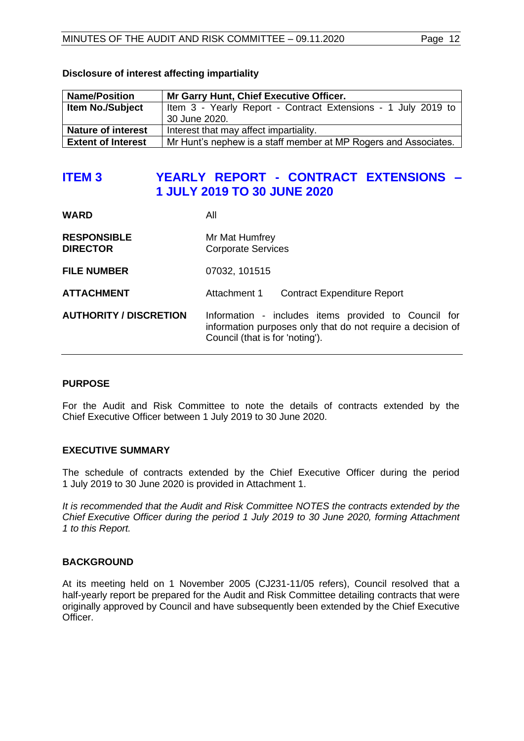**Disclosure of interest affecting impartiality**

| **Name/Position** | **Mr Garry Hunt, Chief Executive Officer.** |
|---|---|
| **Item No./Subject** | Item 3 - Yearly Report - Contract Extensions - 1 July 2019 to 30 June 2020. |
| **Nature of interest** | Interest that may affect impartiality. |
| **Extent of Interest** | Mr Hunt's nephew is a staff member at MP Rogers and Associates. |

## ITEM 3 YEARLY REPORT - CONTRACT EXTENSIONS – 1 JULY 2019 TO 30 JUNE 2020

| | | |
|---|---|---|
| **WARD** | All | |
| **RESPONSIBLE DIRECTOR** | Mr Mat Humfrey<br>Corporate Services | |
| **FILE NUMBER** | 07032, 101515 | |
| **ATTACHMENT** | Attachment 1 | Contract Expenditure Report |
| **AUTHORITY / DISCRETION** | Information - includes items provided to Council for information purposes only that do not require a decision of Council (that is for 'noting'). | |

### PURPOSE

For the Audit and Risk Committee to note the details of contracts extended by the Chief Executive Officer between 1 July 2019 to 30 June 2020.

### EXECUTIVE SUMMARY

The schedule of contracts extended by the Chief Executive Officer during the period 1 July 2019 to 30 June 2020 is provided in Attachment 1.

*It is recommended that the Audit and Risk Committee NOTES the contracts extended by the Chief Executive Officer during the period 1 July 2019 to 30 June 2020, forming Attachment 1 to this Report.*

### BACKGROUND

At its meeting held on 1 November 2005 (CJ231-11/05 refers), Council resolved that a half-yearly report be prepared for the Audit and Risk Committee detailing contracts that were originally approved by Council and have subsequently been extended by the Chief Executive Officer.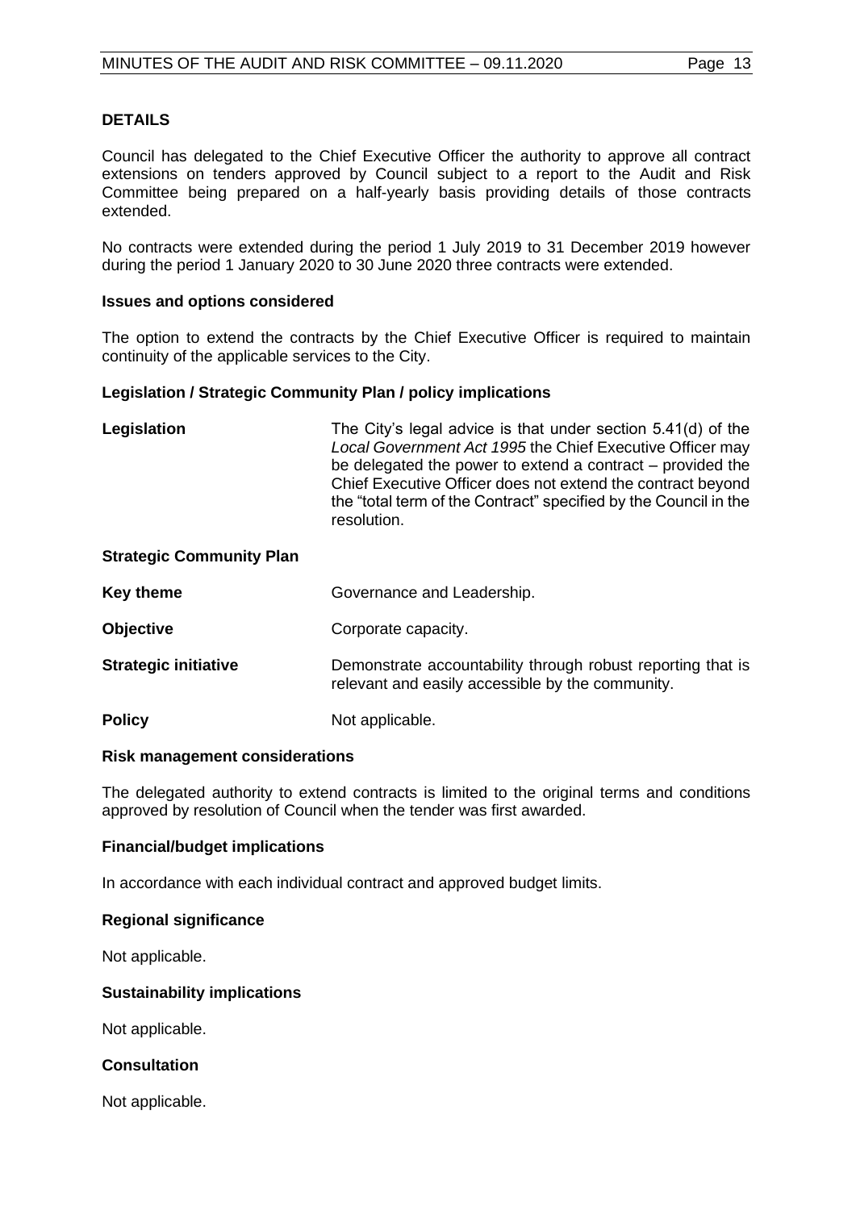## DETAILS

Council has delegated to the Chief Executive Officer the authority to approve all contract extensions on tenders approved by Council subject to a report to the Audit and Risk Committee being prepared on a half-yearly basis providing details of those contracts extended.

No contracts were extended during the period 1 July 2019 to 31 December 2019 however during the period 1 January 2020 to 30 June 2020 three contracts were extended.

### Issues and options considered

The option to extend the contracts by the Chief Executive Officer is required to maintain continuity of the applicable services to the City.

### Legislation / Strategic Community Plan / policy implications

**Legislation** The City's legal advice is that under section 5.41(d) of the *Local Government Act 1995* the Chief Executive Officer may be delegated the power to extend a contract – provided the Chief Executive Officer does not extend the contract beyond the "total term of the Contract" specified by the Council in the resolution.

**Strategic Community Plan**

**Key theme** Governance and Leadership.

**Objective** Corporate capacity.

**Strategic initiative** Demonstrate accountability through robust reporting that is relevant and easily accessible by the community.

**Policy** Not applicable.

### Risk management considerations

The delegated authority to extend contracts is limited to the original terms and conditions approved by resolution of Council when the tender was first awarded.

### Financial/budget implications

In accordance with each individual contract and approved budget limits.

### Regional significance

Not applicable.

### Sustainability implications

Not applicable.

### Consultation

Not applicable.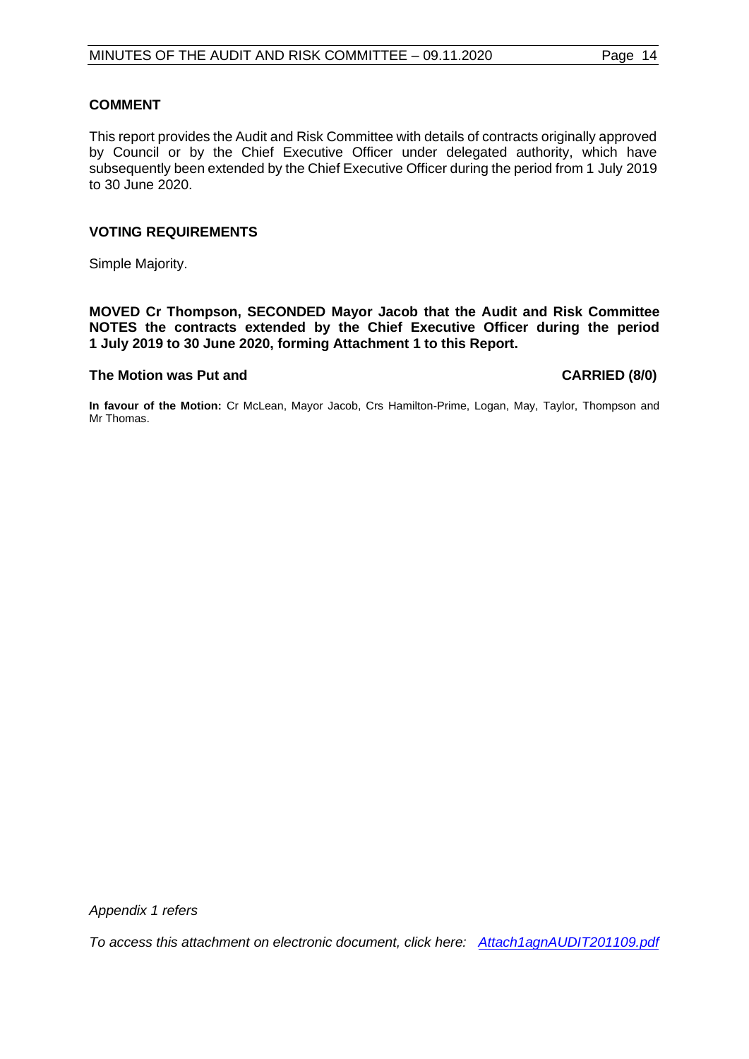### COMMENT

This report provides the Audit and Risk Committee with details of contracts originally approved by Council or by the Chief Executive Officer under delegated authority, which have subsequently been extended by the Chief Executive Officer during the period from 1 July 2019 to 30 June 2020.

### VOTING REQUIREMENTS

Simple Majority.

**MOVED Cr Thompson, SECONDED Mayor Jacob that the Audit and Risk Committee NOTES the contracts extended by the Chief Executive Officer during the period 1 July 2019 to 30 June 2020, forming Attachment 1 to this Report.**

**The Motion was Put and CARRIED (8/0)**

**In favour of the Motion:** Cr McLean, Mayor Jacob, Crs Hamilton-Prime, Logan, May, Taylor, Thompson and Mr Thomas.

*Appendix 1 refers*

*To access this attachment on electronic document, click here: Attach1agnAUDIT201109.pdf*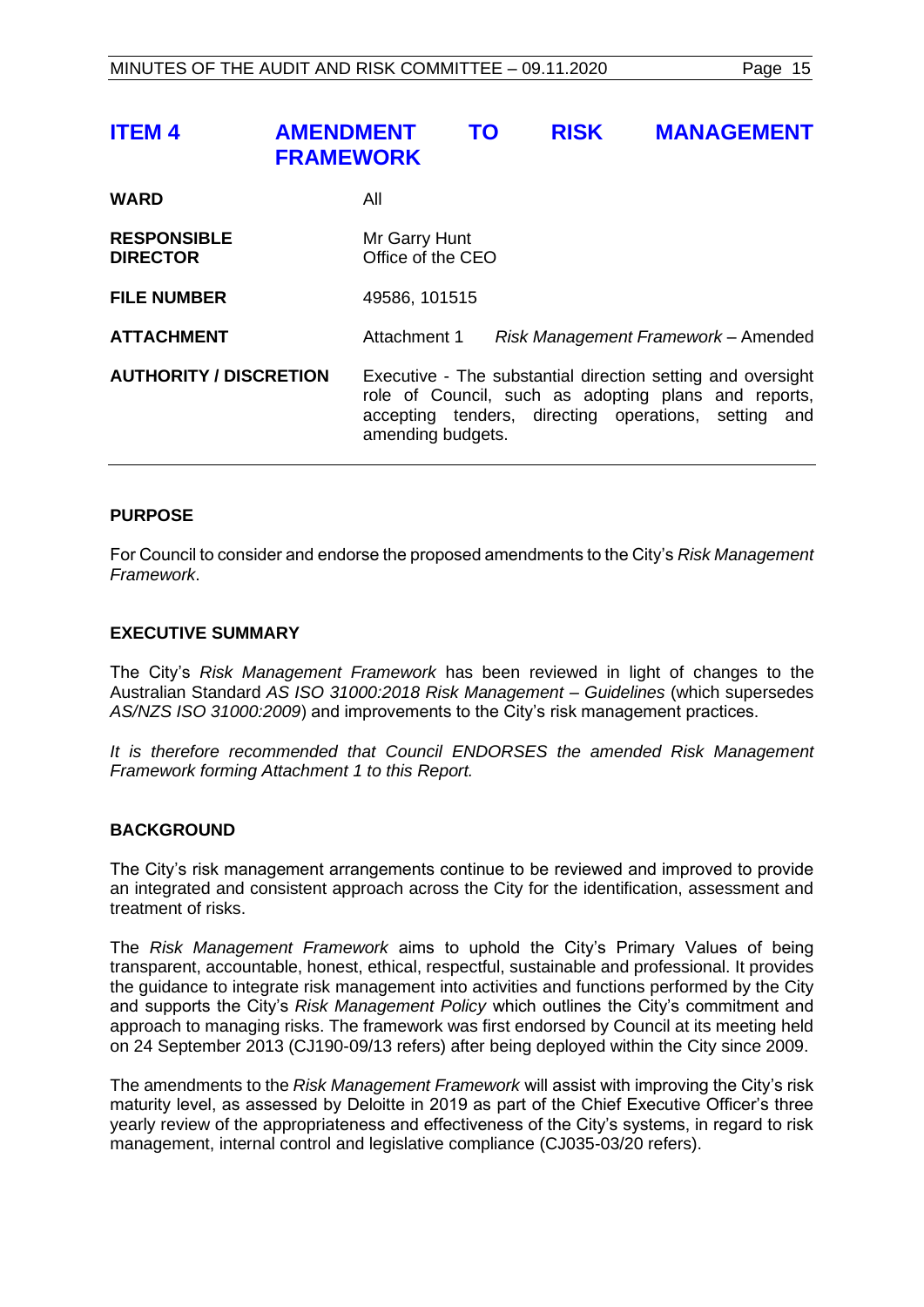# ITEM 4 AMENDMENT TO RISK MANAGEMENT FRAMEWORK

| | |
|---|---|
| **WARD** | All |
| **RESPONSIBLE DIRECTOR** | Mr Garry Hunt<br>Office of the CEO |
| **FILE NUMBER** | 49586, 101515 |
| **ATTACHMENT** | Attachment 1 *Risk Management Framework* – Amended |
| **AUTHORITY / DISCRETION** | Executive - The substantial direction setting and oversight role of Council, such as adopting plans and reports, accepting tenders, directing operations, setting and amending budgets. |

## PURPOSE

For Council to consider and endorse the proposed amendments to the City's *Risk Management Framework*.

## EXECUTIVE SUMMARY

The City's *Risk Management Framework* has been reviewed in light of changes to the Australian Standard *AS ISO 31000:2018 Risk Management – Guidelines* (which supersedes *AS/NZS ISO 31000:2009*) and improvements to the City's risk management practices.

*It is therefore recommended that Council ENDORSES the amended Risk Management Framework forming Attachment 1 to this Report.*

## BACKGROUND

The City's risk management arrangements continue to be reviewed and improved to provide an integrated and consistent approach across the City for the identification, assessment and treatment of risks.

The *Risk Management Framework* aims to uphold the City's Primary Values of being transparent, accountable, honest, ethical, respectful, sustainable and professional. It provides the guidance to integrate risk management into activities and functions performed by the City and supports the City's *Risk Management Policy* which outlines the City's commitment and approach to managing risks. The framework was first endorsed by Council at its meeting held on 24 September 2013 (CJ190-09/13 refers) after being deployed within the City since 2009.

The amendments to the *Risk Management Framework* will assist with improving the City's risk maturity level, as assessed by Deloitte in 2019 as part of the Chief Executive Officer's three yearly review of the appropriateness and effectiveness of the City's systems, in regard to risk management, internal control and legislative compliance (CJ035-03/20 refers).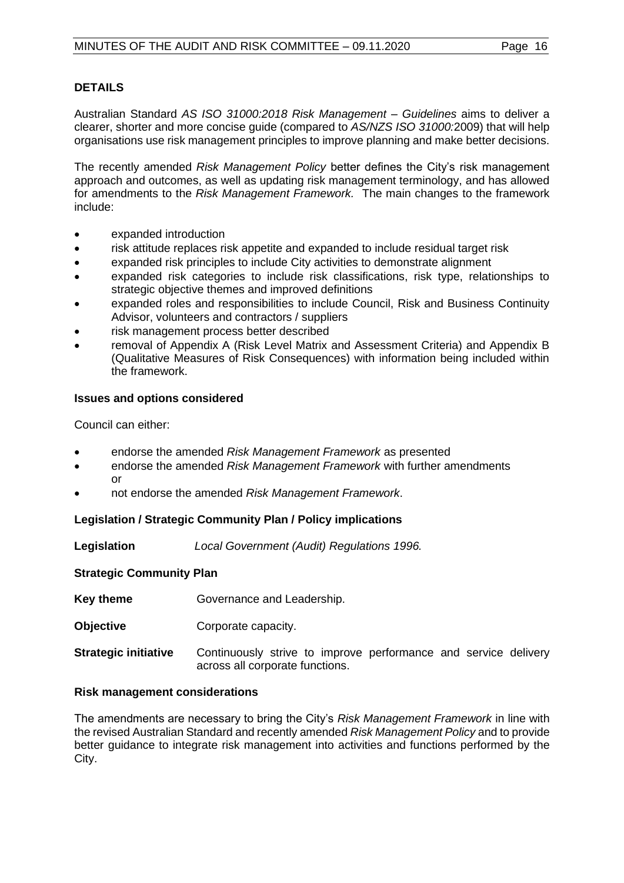## DETAILS

Australian Standard *AS ISO 31000:2018 Risk Management – Guidelines* aims to deliver a clearer, shorter and more concise guide (compared to *AS/NZS ISO 31000:*2009) that will help organisations use risk management principles to improve planning and make better decisions.

The recently amended *Risk Management Policy* better defines the City's risk management approach and outcomes, as well as updating risk management terminology, and has allowed for amendments to the *Risk Management Framework.* The main changes to the framework include:

- expanded introduction
- risk attitude replaces risk appetite and expanded to include residual target risk
- expanded risk principles to include City activities to demonstrate alignment
- expanded risk categories to include risk classifications, risk type, relationships to strategic objective themes and improved definitions
- expanded roles and responsibilities to include Council, Risk and Business Continuity Advisor, volunteers and contractors / suppliers
- risk management process better described
- removal of Appendix A (Risk Level Matrix and Assessment Criteria) and Appendix B (Qualitative Measures of Risk Consequences) with information being included within the framework.

### Issues and options considered

Council can either:

- endorse the amended *Risk Management Framework* as presented
- endorse the amended *Risk Management Framework* with further amendments or
- not endorse the amended *Risk Management Framework*.

### Legislation / Strategic Community Plan / Policy implications

**Legislation** *Local Government (Audit) Regulations 1996.*

**Strategic Community Plan**

**Key theme** Governance and Leadership.

**Objective** Corporate capacity.

**Strategic initiative** Continuously strive to improve performance and service delivery across all corporate functions.

### Risk management considerations

The amendments are necessary to bring the City's *Risk Management Framework* in line with the revised Australian Standard and recently amended *Risk Management Policy* and to provide better guidance to integrate risk management into activities and functions performed by the City.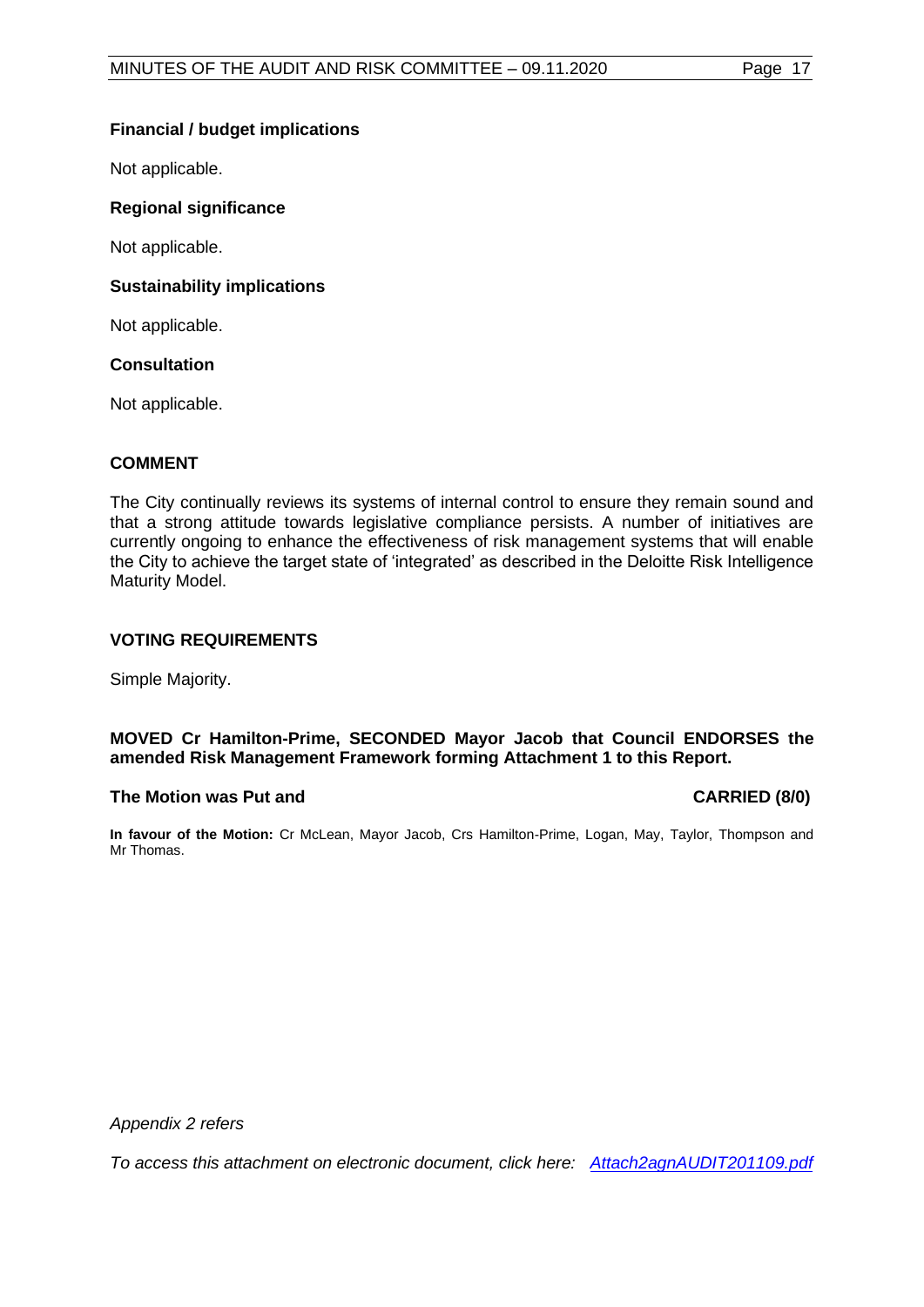**Financial / budget implications**

Not applicable.

**Regional significance**

Not applicable.

**Sustainability implications**

Not applicable.

**Consultation**

Not applicable.

## COMMENT

The City continually reviews its systems of internal control to ensure they remain sound and that a strong attitude towards legislative compliance persists. A number of initiatives are currently ongoing to enhance the effectiveness of risk management systems that will enable the City to achieve the target state of 'integrated' as described in the Deloitte Risk Intelligence Maturity Model.

## VOTING REQUIREMENTS

Simple Majority.

**MOVED Cr Hamilton-Prime, SECONDED Mayor Jacob that Council ENDORSES the amended Risk Management Framework forming Attachment 1 to this Report.**

**The Motion was Put and CARRIED (8/0)**

**In favour of the Motion:** Cr McLean, Mayor Jacob, Crs Hamilton-Prime, Logan, May, Taylor, Thompson and Mr Thomas.

*Appendix 2 refers*

*To access this attachment on electronic document, click here: Attach2agnAUDIT201109.pdf*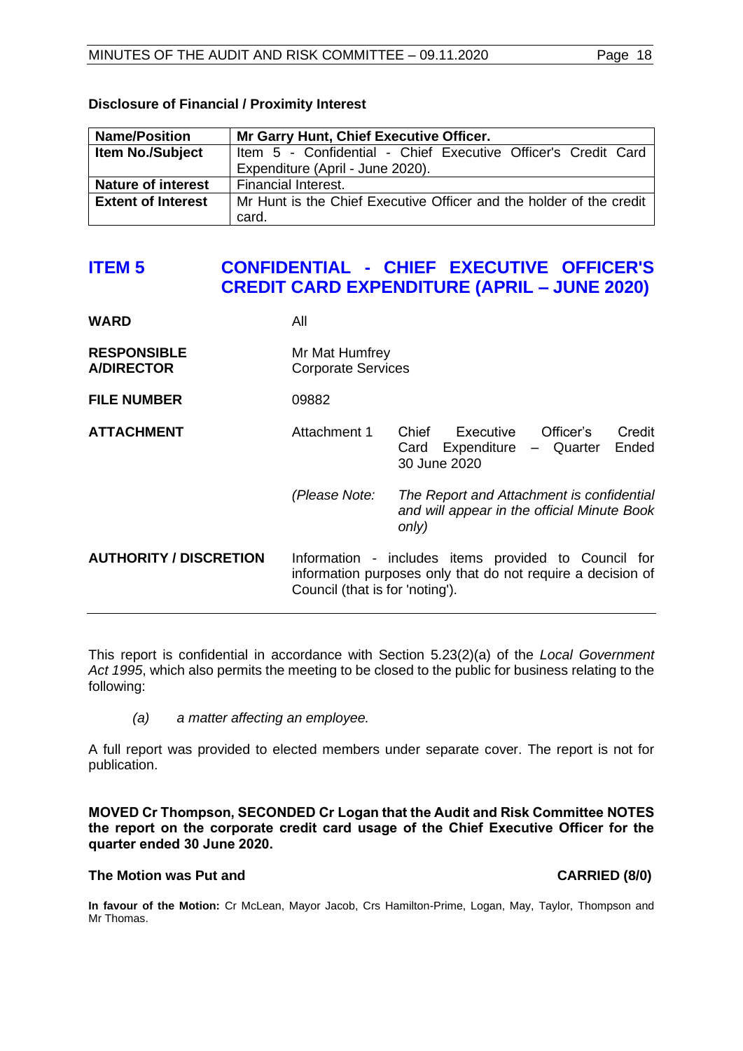**Disclosure of Financial / Proximity Interest**

| **Name/Position** | **Mr Garry Hunt, Chief Executive Officer.** |
|---|---|
| **Item No./Subject** | Item 5 - Confidential - Chief Executive Officer's Credit Card Expenditure (April - June 2020). |
| **Nature of interest** | Financial Interest. |
| **Extent of Interest** | Mr Hunt is the Chief Executive Officer and the holder of the credit card. |

## ITEM 5 CONFIDENTIAL - CHIEF EXECUTIVE OFFICER'S CREDIT CARD EXPENDITURE (APRIL – JUNE 2020)

**WARD** All

**RESPONSIBLE A/DIRECTOR** Mr Mat Humfrey
Corporate Services

**FILE NUMBER** 09882

**ATTACHMENT** Attachment 1 Chief Executive Officer's Credit Card Expenditure – Quarter Ended 30 June 2020

*(Please Note: The Report and Attachment is confidential and will appear in the official Minute Book only)*

**AUTHORITY / DISCRETION** Information - includes items provided to Council for information purposes only that do not require a decision of Council (that is for 'noting').

---

This report is confidential in accordance with Section 5.23(2)(a) of the *Local Government Act 1995*, which also permits the meeting to be closed to the public for business relating to the following:

*(a) a matter affecting an employee.*

A full report was provided to elected members under separate cover. The report is not for publication.

**MOVED Cr Thompson, SECONDED Cr Logan that the Audit and Risk Committee NOTES the report on the corporate credit card usage of the Chief Executive Officer for the quarter ended 30 June 2020.**

**The Motion was Put and CARRIED (8/0)**

**In favour of the Motion:** Cr McLean, Mayor Jacob, Crs Hamilton-Prime, Logan, May, Taylor, Thompson and Mr Thomas.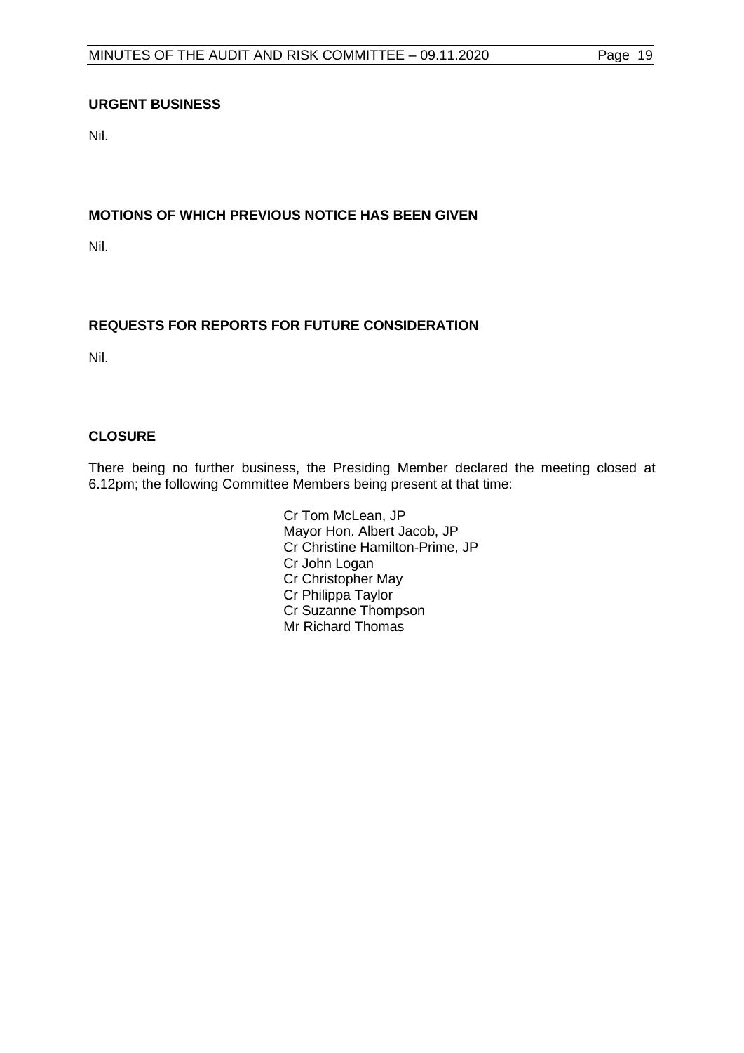## URGENT BUSINESS

Nil.

## MOTIONS OF WHICH PREVIOUS NOTICE HAS BEEN GIVEN

Nil.

## REQUESTS FOR REPORTS FOR FUTURE CONSIDERATION

Nil.

## CLOSURE

There being no further business, the Presiding Member declared the meeting closed at 6.12pm; the following Committee Members being present at that time:

Cr Tom McLean, JP
Mayor Hon. Albert Jacob, JP
Cr Christine Hamilton-Prime, JP
Cr John Logan
Cr Christopher May
Cr Philippa Taylor
Cr Suzanne Thompson
Mr Richard Thomas